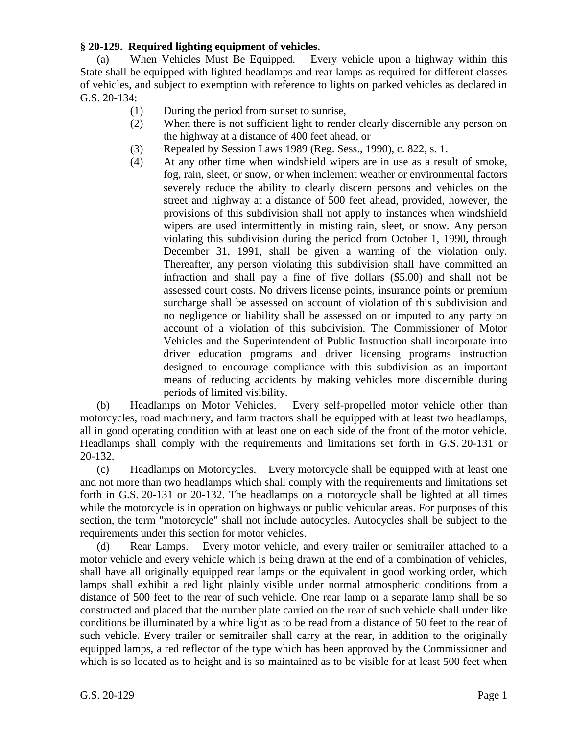**§ 20-129. Required lighting equipment of vehicles.**

(a) When Vehicles Must Be Equipped. – Every vehicle upon a highway within this State shall be equipped with lighted headlamps and rear lamps as required for different classes of vehicles, and subject to exemption with reference to lights on parked vehicles as declared in G.S. 20-134:

(1) During the period from sunset to sunrise,

(2) When there is not sufficient light to render clearly discernible any person on the highway at a distance of 400 feet ahead, or

(3) Repealed by Session Laws 1989 (Reg. Sess., 1990), c. 822, s. 1.

(4) At any other time when windshield wipers are in use as a result of smoke, fog, rain, sleet, or snow, or when inclement weather or environmental factors severely reduce the ability to clearly discern persons and vehicles on the street and highway at a distance of 500 feet ahead, provided, however, the provisions of this subdivision shall not apply to instances when windshield wipers are used intermittently in misting rain, sleet, or snow. Any person violating this subdivision during the period from October 1, 1990, through December 31, 1991, shall be given a warning of the violation only. Thereafter, any person violating this subdivision shall have committed an infraction and shall pay a fine of five dollars ($5.00) and shall not be assessed court costs. No drivers license points, insurance points or premium surcharge shall be assessed on account of violation of this subdivision and no negligence or liability shall be assessed on or imputed to any party on account of a violation of this subdivision. The Commissioner of Motor Vehicles and the Superintendent of Public Instruction shall incorporate into driver education programs and driver licensing programs instruction designed to encourage compliance with this subdivision as an important means of reducing accidents by making vehicles more discernible during periods of limited visibility.

(b) Headlamps on Motor Vehicles. – Every self-propelled motor vehicle other than motorcycles, road machinery, and farm tractors shall be equipped with at least two headlamps, all in good operating condition with at least one on each side of the front of the motor vehicle. Headlamps shall comply with the requirements and limitations set forth in G.S. 20-131 or 20-132.

(c) Headlamps on Motorcycles. – Every motorcycle shall be equipped with at least one and not more than two headlamps which shall comply with the requirements and limitations set forth in G.S. 20-131 or 20-132. The headlamps on a motorcycle shall be lighted at all times while the motorcycle is in operation on highways or public vehicular areas. For purposes of this section, the term "motorcycle" shall not include autocycles. Autocycles shall be subject to the requirements under this section for motor vehicles.

(d) Rear Lamps. – Every motor vehicle, and every trailer or semitrailer attached to a motor vehicle and every vehicle which is being drawn at the end of a combination of vehicles, shall have all originally equipped rear lamps or the equivalent in good working order, which lamps shall exhibit a red light plainly visible under normal atmospheric conditions from a distance of 500 feet to the rear of such vehicle. One rear lamp or a separate lamp shall be so constructed and placed that the number plate carried on the rear of such vehicle shall under like conditions be illuminated by a white light as to be read from a distance of 50 feet to the rear of such vehicle. Every trailer or semitrailer shall carry at the rear, in addition to the originally equipped lamps, a red reflector of the type which has been approved by the Commissioner and which is so located as to height and is so maintained as to be visible for at least 500 feet when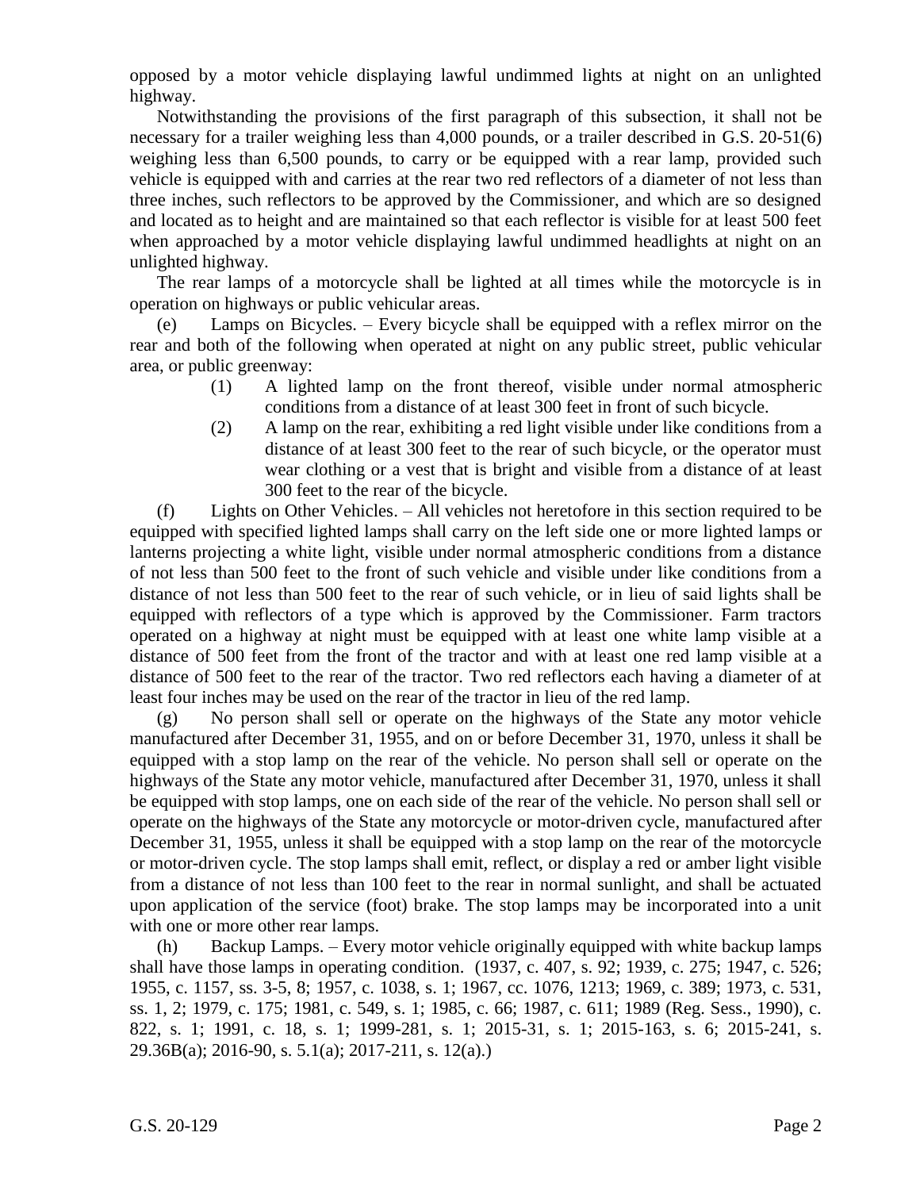opposed by a motor vehicle displaying lawful undimmed lights at night on an unlighted highway.

Notwithstanding the provisions of the first paragraph of this subsection, it shall not be necessary for a trailer weighing less than 4,000 pounds, or a trailer described in G.S. 20-51(6) weighing less than 6,500 pounds, to carry or be equipped with a rear lamp, provided such vehicle is equipped with and carries at the rear two red reflectors of a diameter of not less than three inches, such reflectors to be approved by the Commissioner, and which are so designed and located as to height and are maintained so that each reflector is visible for at least 500 feet when approached by a motor vehicle displaying lawful undimmed headlights at night on an unlighted highway.

The rear lamps of a motorcycle shall be lighted at all times while the motorcycle is in operation on highways or public vehicular areas.

(e) Lamps on Bicycles. – Every bicycle shall be equipped with a reflex mirror on the rear and both of the following when operated at night on any public street, public vehicular area, or public greenway:

(1) A lighted lamp on the front thereof, visible under normal atmospheric conditions from a distance of at least 300 feet in front of such bicycle.

(2) A lamp on the rear, exhibiting a red light visible under like conditions from a distance of at least 300 feet to the rear of such bicycle, or the operator must wear clothing or a vest that is bright and visible from a distance of at least 300 feet to the rear of the bicycle.

(f) Lights on Other Vehicles. – All vehicles not heretofore in this section required to be equipped with specified lighted lamps shall carry on the left side one or more lighted lamps or lanterns projecting a white light, visible under normal atmospheric conditions from a distance of not less than 500 feet to the front of such vehicle and visible under like conditions from a distance of not less than 500 feet to the rear of such vehicle, or in lieu of said lights shall be equipped with reflectors of a type which is approved by the Commissioner. Farm tractors operated on a highway at night must be equipped with at least one white lamp visible at a distance of 500 feet from the front of the tractor and with at least one red lamp visible at a distance of 500 feet to the rear of the tractor. Two red reflectors each having a diameter of at least four inches may be used on the rear of the tractor in lieu of the red lamp.

(g) No person shall sell or operate on the highways of the State any motor vehicle manufactured after December 31, 1955, and on or before December 31, 1970, unless it shall be equipped with a stop lamp on the rear of the vehicle. No person shall sell or operate on the highways of the State any motor vehicle, manufactured after December 31, 1970, unless it shall be equipped with stop lamps, one on each side of the rear of the vehicle. No person shall sell or operate on the highways of the State any motorcycle or motor-driven cycle, manufactured after December 31, 1955, unless it shall be equipped with a stop lamp on the rear of the motorcycle or motor-driven cycle. The stop lamps shall emit, reflect, or display a red or amber light visible from a distance of not less than 100 feet to the rear in normal sunlight, and shall be actuated upon application of the service (foot) brake. The stop lamps may be incorporated into a unit with one or more other rear lamps.

(h) Backup Lamps. – Every motor vehicle originally equipped with white backup lamps shall have those lamps in operating condition. (1937, c. 407, s. 92; 1939, c. 275; 1947, c. 526; 1955, c. 1157, ss. 3-5, 8; 1957, c. 1038, s. 1; 1967, cc. 1076, 1213; 1969, c. 389; 1973, c. 531, ss. 1, 2; 1979, c. 175; 1981, c. 549, s. 1; 1985, c. 66; 1987, c. 611; 1989 (Reg. Sess., 1990), c. 822, s. 1; 1991, c. 18, s. 1; 1999-281, s. 1; 2015-31, s. 1; 2015-163, s. 6; 2015-241, s. 29.36B(a); 2016-90, s. 5.1(a); 2017-211, s. 12(a).)